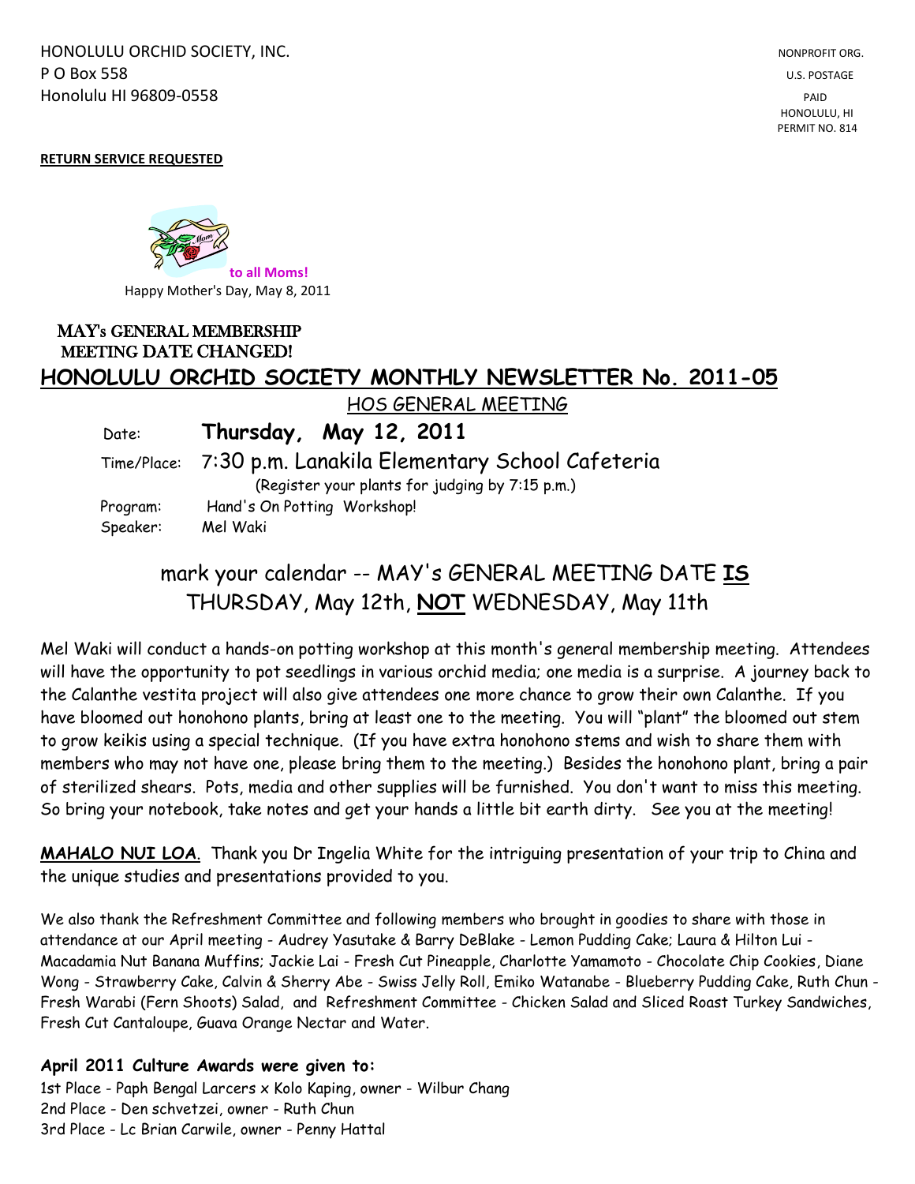HONOLULU ORCHID SOCIETY, INC.
P O Box 558
Honolulu HI 96809-0558

NONPROFIT ORG.
U.S. POSTAGE
PAID
HONOLULU, HI
PERMIT NO. 814

**RETURN SERVICE REQUESTED**

**to all Moms!**
Happy Mother's Day, May 8, 2011

MAY's GENERAL MEMBERSHIP MEETING DATE CHANGED!

# HONOLULU ORCHID SOCIETY MONTHLY NEWSLETTER No. 2011-05

## HOS GENERAL MEETING

Date: **Thursday, May 12, 2011**

Time/Place: 7:30 p.m. Lanakila Elementary School Cafeteria
(Register your plants for judging by 7:15 p.m.)

Program: Hand's On Potting Workshop!

Speaker: Mel Waki

## mark your calendar -- MAY's GENERAL MEETING DATE **IS** THURSDAY, May 12th, **NOT** WEDNESDAY, May 11th

Mel Waki will conduct a hands-on potting workshop at this month's general membership meeting. Attendees will have the opportunity to pot seedlings in various orchid media; one media is a surprise. A journey back to the Calanthe vestita project will also give attendees one more chance to grow their own Calanthe. If you have bloomed out honohono plants, bring at least one to the meeting. You will "plant" the bloomed out stem to grow keikis using a special technique. (If you have extra honohono stems and wish to share them with members who may not have one, please bring them to the meeting.) Besides the honohono plant, bring a pair of sterilized shears. Pots, media and other supplies will be furnished. You don't want to miss this meeting. So bring your notebook, take notes and get your hands a little bit earth dirty. See you at the meeting!

**MAHALO NUI LOA**. Thank you Dr Ingelia White for the intriguing presentation of your trip to China and the unique studies and presentations provided to you.

We also thank the Refreshment Committee and following members who brought in goodies to share with those in attendance at our April meeting - Audrey Yasutake & Barry DeBlake - Lemon Pudding Cake; Laura & Hilton Lui - Macadamia Nut Banana Muffins; Jackie Lai - Fresh Cut Pineapple, Charlotte Yamamoto - Chocolate Chip Cookies, Diane Wong - Strawberry Cake, Calvin & Sherry Abe - Swiss Jelly Roll, Emiko Watanabe - Blueberry Pudding Cake, Ruth Chun - Fresh Warabi (Fern Shoots) Salad, and Refreshment Committee - Chicken Salad and Sliced Roast Turkey Sandwiches, Fresh Cut Cantaloupe, Guava Orange Nectar and Water.

**April 2011 Culture Awards were given to:**

1st Place - Paph Bengal Larcers x Kolo Kaping, owner - Wilbur Chang
2nd Place - Den schvetzei, owner - Ruth Chun
3rd Place - Lc Brian Carwile, owner - Penny Hattal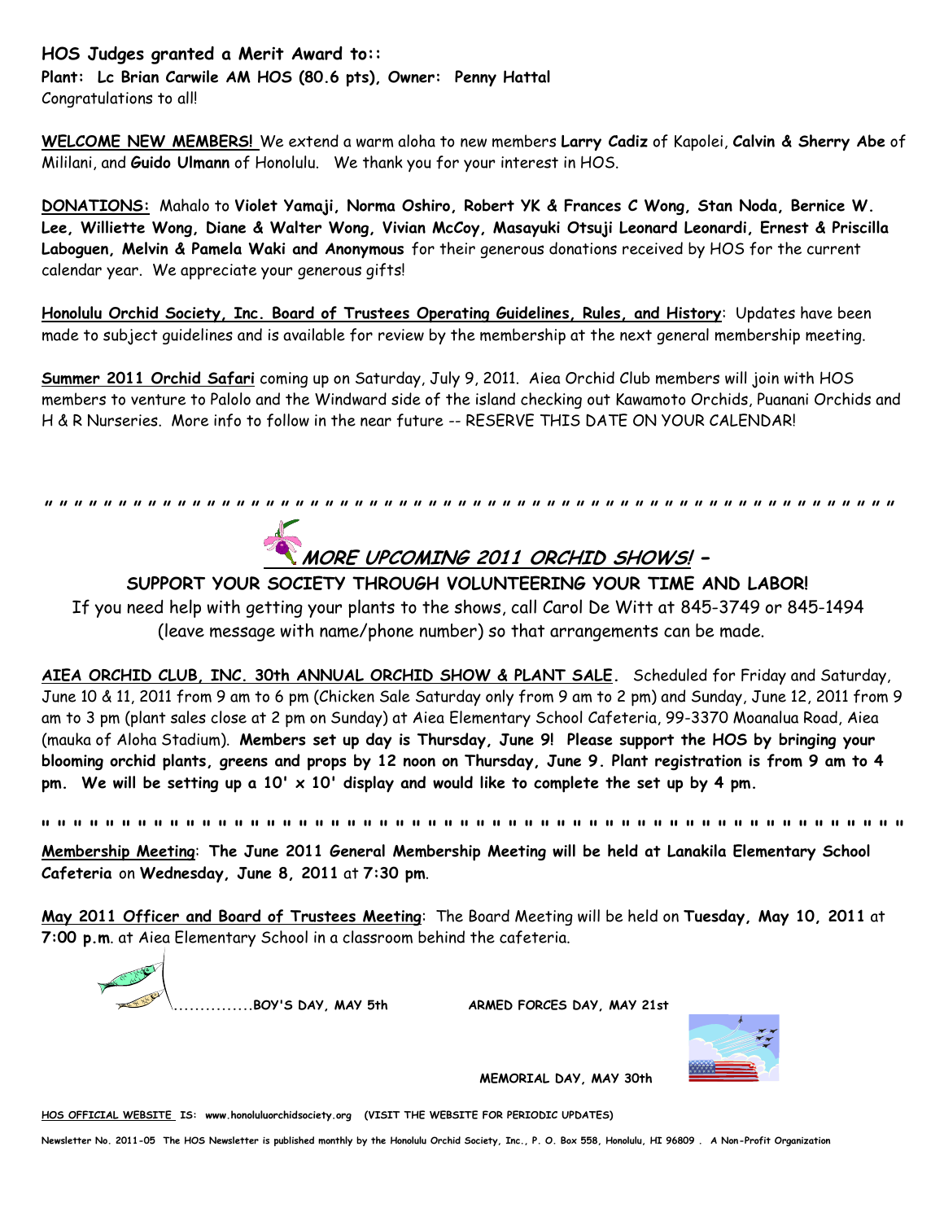**HOS Judges granted a Merit Award to::**
**Plant: Lc Brian Carwile AM HOS (80.6 pts), Owner: Penny Hattal**
Congratulations to all!

**WELCOME NEW MEMBERS!** We extend a warm aloha to new members **Larry Cadiz** of Kapolei, **Calvin & Sherry Abe** of Mililani, and **Guido Ulmann** of Honolulu. We thank you for your interest in HOS.

**DONATIONS:** Mahalo to **Violet Yamaji, Norma Oshiro, Robert YK & Frances C Wong, Stan Noda, Bernice W. Lee, Williette Wong, Diane & Walter Wong, Vivian McCoy, Masayuki Otsuji Leonard Leonardi, Ernest & Priscilla Laboguen, Melvin & Pamela Waki and Anonymous** for their generous donations received by HOS for the current calendar year. We appreciate your generous gifts!

**Honolulu Orchid Society, Inc. Board of Trustees Operating Guidelines, Rules, and History**: Updates have been made to subject guidelines and is available for review by the membership at the next general membership meeting.

**Summer 2011 Orchid Safari** coming up on Saturday, July 9, 2011. Aiea Orchid Club members will join with HOS members to venture to Palolo and the Windward side of the island checking out Kawamoto Orchids, Puanani Orchids and H & R Nurseries. More info to follow in the near future -- RESERVE THIS DATE ON YOUR CALENDAR!

---

## *MORE UPCOMING 2011 ORCHID SHOWS!* –

**SUPPORT YOUR SOCIETY THROUGH VOLUNTEERING YOUR TIME AND LABOR!**

If you need help with getting your plants to the shows, call Carol De Witt at 845-3749 or 845-1494 (leave message with name/phone number) so that arrangements can be made.

**AIEA ORCHID CLUB, INC. 30th ANNUAL ORCHID SHOW & PLANT SALE.** Scheduled for Friday and Saturday, June 10 & 11, 2011 from 9 am to 6 pm (Chicken Sale Saturday only from 9 am to 2 pm) and Sunday, June 12, 2011 from 9 am to 3 pm (plant sales close at 2 pm on Sunday) at Aiea Elementary School Cafeteria, 99-3370 Moanalua Road, Aiea (mauka of Aloha Stadium). **Members set up day is Thursday, June 9! Please support the HOS by bringing your blooming orchid plants, greens and props by 12 noon on Thursday, June 9. Plant registration is from 9 am to 4 pm. We will be setting up a 10' x 10' display and would like to complete the set up by 4 pm.**

---

**Membership Meeting**: **The June 2011 General Membership Meeting will be held at Lanakila Elementary School Cafeteria** on **Wednesday, June 8, 2011** at **7:30 pm**.

**May 2011 Officer and Board of Trustees Meeting**: The Board Meeting will be held on **Tuesday, May 10, 2011** at **7:00 p.m**. at Aiea Elementary School in a classroom behind the cafeteria.

...............**BOY'S DAY, MAY 5th**

**ARMED FORCES DAY, MAY 21st**

**MEMORIAL DAY, MAY 30th**

**HOS OFFICIAL WEBSITE IS: www.honoluluorchidsociety.org (VISIT THE WEBSITE FOR PERIODIC UPDATES)**

**Newsletter No. 2011-05 The HOS Newsletter is published monthly by the Honolulu Orchid Society, Inc., P. O. Box 558, Honolulu, HI 96809 . A Non-Profit Organization**